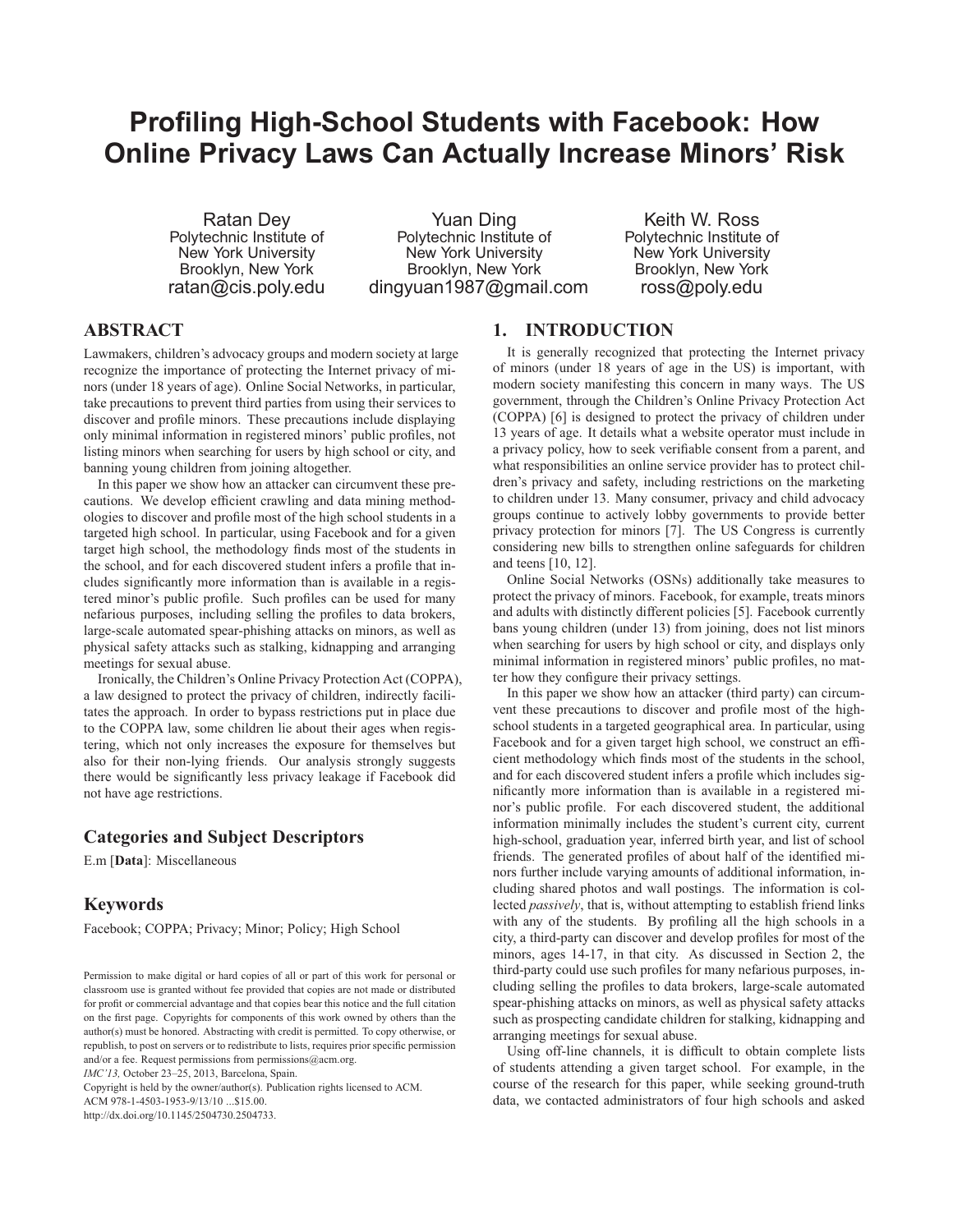# Profiling High-School Students with Facebook: How Online Privacy Laws Can Actually Increase Minors' Risk

Ratan Dey
Polytechnic Institute of New York University
Brooklyn, New York
ratan@cis.poly.edu

Yuan Ding
Polytechnic Institute of New York University
Brooklyn, New York
dingyuan1987@gmail.com

Keith W. Ross
Polytechnic Institute of New York University
Brooklyn, New York
ross@poly.edu

## ABSTRACT

Lawmakers, children's advocacy groups and modern society at large recognize the importance of protecting the Internet privacy of minors (under 18 years of age). Online Social Networks, in particular, take precautions to prevent third parties from using their services to discover and profile minors. These precautions include displaying only minimal information in registered minors' public profiles, not listing minors when searching for users by high school or city, and banning young children from joining altogether.

In this paper we show how an attacker can circumvent these precautions. We develop efficient crawling and data mining methodologies to discover and profile most of the high school students in a targeted high school. In particular, using Facebook and for a given target high school, the methodology finds most of the students in the school, and for each discovered student infers a profile that includes significantly more information than is available in a registered minor's public profile. Such profiles can be used for many nefarious purposes, including selling the profiles to data brokers, large-scale automated spear-phishing attacks on minors, as well as physical safety attacks such as stalking, kidnapping and arranging meetings for sexual abuse.

Ironically, the Children's Online Privacy Protection Act (COPPA), a law designed to protect the privacy of children, indirectly facilitates the approach. In order to bypass restrictions put in place due to the COPPA law, some children lie about their ages when registering, which not only increases the exposure for themselves but also for their non-lying friends. Our analysis strongly suggests there would be significantly less privacy leakage if Facebook did not have age restrictions.

### Categories and Subject Descriptors

E.m [**Data**]: Miscellaneous

### Keywords

Facebook; COPPA; Privacy; Minor; Policy; High School

Permission to make digital or hard copies of all or part of this work for personal or classroom use is granted without fee provided that copies are not made or distributed for profit or commercial advantage and that copies bear this notice and the full citation on the first page. Copyrights for components of this work owned by others than the author(s) must be honored. Abstracting with credit is permitted. To copy otherwise, or republish, to post on servers or to redistribute to lists, requires prior specific permission and/or a fee. Request permissions from permissions@acm.org.
*IMC'13,* October 23–25, 2013, Barcelona, Spain.
Copyright is held by the owner/author(s). Publication rights licensed to ACM.
ACM 978-1-4503-1953-9/13/10 ...$15.00.
http://dx.doi.org/10.1145/2504730.2504733.

## 1. INTRODUCTION

It is generally recognized that protecting the Internet privacy of minors (under 18 years of age in the US) is important, with modern society manifesting this concern in many ways. The US government, through the Children's Online Privacy Protection Act (COPPA) [6] is designed to protect the privacy of children under 13 years of age. It details what a website operator must include in a privacy policy, how to seek verifiable consent from a parent, and what responsibilities an online service provider has to protect children's privacy and safety, including restrictions on the marketing to children under 13. Many consumer, privacy and child advocacy groups continue to actively lobby governments to provide better privacy protection for minors [7]. The US Congress is currently considering new bills to strengthen online safeguards for children and teens [10, 12].

Online Social Networks (OSNs) additionally take measures to protect the privacy of minors. Facebook, for example, treats minors and adults with distinctly different policies [5]. Facebook currently bans young children (under 13) from joining, does not list minors when searching for users by high school or city, and displays only minimal information in registered minors' public profiles, no matter how they configure their privacy settings.

In this paper we show how an attacker (third party) can circumvent these precautions to discover and profile most of the high-school students in a targeted geographical area. In particular, using Facebook and for a given target high school, we construct an efficient methodology which finds most of the students in the school, and for each discovered student infers a profile which includes significantly more information than is available in a registered minor's public profile. For each discovered student, the additional information minimally includes the student's current city, current high-school, graduation year, inferred birth year, and list of school friends. The generated profiles of about half of the identified minors further include varying amounts of additional information, including shared photos and wall postings. The information is collected *passively*, that is, without attempting to establish friend links with any of the students. By profiling all the high schools in a city, a third-party can discover and develop profiles for most of the minors, ages 14-17, in that city. As discussed in Section 2, the third-party could use such profiles for many nefarious purposes, including selling the profiles to data brokers, large-scale automated spear-phishing attacks on minors, as well as physical safety attacks such as prospecting candidate children for stalking, kidnapping and arranging meetings for sexual abuse.

Using off-line channels, it is difficult to obtain complete lists of students attending a given target school. For example, in the course of the research for this paper, while seeking ground-truth data, we contacted administrators of four high schools and asked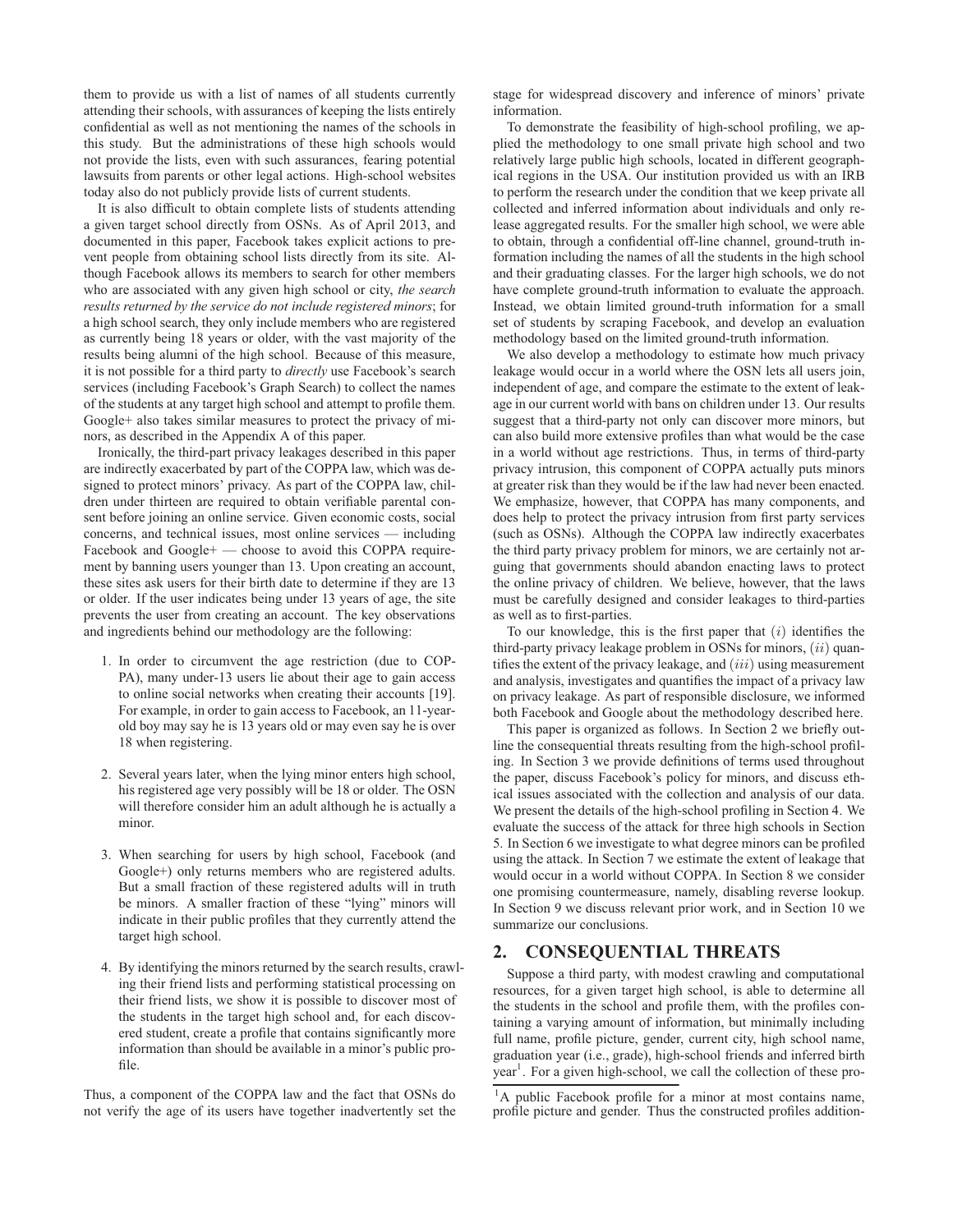them to provide us with a list of names of all students currently attending their schools, with assurances of keeping the lists entirely confidential as well as not mentioning the names of the schools in this study. But the administrations of these high schools would not provide the lists, even with such assurances, fearing potential lawsuits from parents or other legal actions. High-school websites today also do not publicly provide lists of current students.

It is also difficult to obtain complete lists of students attending a given target school directly from OSNs. As of April 2013, and documented in this paper, Facebook takes explicit actions to prevent people from obtaining school lists directly from its site. Although Facebook allows its members to search for other members who are associated with any given high school or city, *the search results returned by the service do not include registered minors*; for a high school search, they only include members who are registered as currently being 18 years or older, with the vast majority of the results being alumni of the high school. Because of this measure, it is not possible for a third party to *directly* use Facebook's search services (including Facebook's Graph Search) to collect the names of the students at any target high school and attempt to profile them. Google+ also takes similar measures to protect the privacy of minors, as described in the Appendix A of this paper.

Ironically, the third-part privacy leakages described in this paper are indirectly exacerbated by part of the COPPA law, which was designed to protect minors' privacy. As part of the COPPA law, children under thirteen are required to obtain verifiable parental consent before joining an online service. Given economic costs, social concerns, and technical issues, most online services — including Facebook and Google+ — choose to avoid this COPPA requirement by banning users younger than 13. Upon creating an account, these sites ask users for their birth date to determine if they are 13 or older. If the user indicates being under 13 years of age, the site prevents the user from creating an account. The key observations and ingredients behind our methodology are the following:

1. In order to circumvent the age restriction (due to COPPA), many under-13 users lie about their age to gain access to online social networks when creating their accounts [19]. For example, in order to gain access to Facebook, an 11-year-old boy may say he is 13 years old or may even say he is over 18 when registering.

2. Several years later, when the lying minor enters high school, his registered age very possibly will be 18 or older. The OSN will therefore consider him an adult although he is actually a minor.

3. When searching for users by high school, Facebook (and Google+) only returns members who are registered adults. But a small fraction of these registered adults will in truth be minors. A smaller fraction of these "lying" minors will indicate in their public profiles that they currently attend the target high school.

4. By identifying the minors returned by the search results, crawling their friend lists and performing statistical processing on their friend lists, we show it is possible to discover most of the students in the target high school and, for each discovered student, create a profile that contains significantly more information than should be available in a minor's public profile.

Thus, a component of the COPPA law and the fact that OSNs do not verify the age of its users have together inadvertently set the stage for widespread discovery and inference of minors' private information.

To demonstrate the feasibility of high-school profiling, we applied the methodology to one small private high school and two relatively large public high schools, located in different geographical regions in the USA. Our institution provided us with an IRB to perform the research under the condition that we keep private all collected and inferred information about individuals and only release aggregated results. For the smaller high school, we were able to obtain, through a confidential off-line channel, ground-truth information including the names of all the students in the high school and their graduating classes. For the larger high schools, we do not have complete ground-truth information to evaluate the approach. Instead, we obtain limited ground-truth information for a small set of students by scraping Facebook, and develop an evaluation methodology based on the limited ground-truth information.

We also develop a methodology to estimate how much privacy leakage would occur in a world where the OSN lets all users join, independent of age, and compare the estimate to the extent of leakage in our current world with bans on children under 13. Our results suggest that a third-party not only can discover more minors, but can also build more extensive profiles than what would be the case in a world without age restrictions. Thus, in terms of third-party privacy intrusion, this component of COPPA actually puts minors at greater risk than they would be if the law had never been enacted. We emphasize, however, that COPPA has many components, and does help to protect the privacy intrusion from first party services (such as OSNs). Although the COPPA law indirectly exacerbates the third party privacy problem for minors, we are certainly not arguing that governments should abandon enacting laws to protect the online privacy of children. We believe, however, that the laws must be carefully designed and consider leakages to third-parties as well as to first-parties.

To our knowledge, this is the first paper that $(i)$ identifies the third-party privacy leakage problem in OSNs for minors, $(ii)$ quantifies the extent of the privacy leakage, and $(iii)$ using measurement and analysis, investigates and quantifies the impact of a privacy law on privacy leakage. As part of responsible disclosure, we informed both Facebook and Google about the methodology described here.

This paper is organized as follows. In Section 2 we briefly outline the consequential threats resulting from the high-school profiling. In Section 3 we provide definitions of terms used throughout the paper, discuss Facebook's policy for minors, and discuss ethical issues associated with the collection and analysis of our data. We present the details of the high-school profiling in Section 4. We evaluate the success of the attack for three high schools in Section 5. In Section 6 we investigate to what degree minors can be profiled using the attack. In Section 7 we estimate the extent of leakage that would occur in a world without COPPA. In Section 8 we consider one promising countermeasure, namely, disabling reverse lookup. In Section 9 we discuss relevant prior work, and in Section 10 we summarize our conclusions.

## 2. CONSEQUENTIAL THREATS

Suppose a third party, with modest crawling and computational resources, for a given target high school, is able to determine all the students in the school and profile them, with the profiles containing a varying amount of information, but minimally including full name, profile picture, gender, current city, high school name, graduation year (i.e., grade), high-school friends and inferred birth year[1]. For a given high-school, we call the collection of these pro-

[1]A public Facebook profile for a minor at most contains name, profile picture and gender. Thus the constructed profiles addition-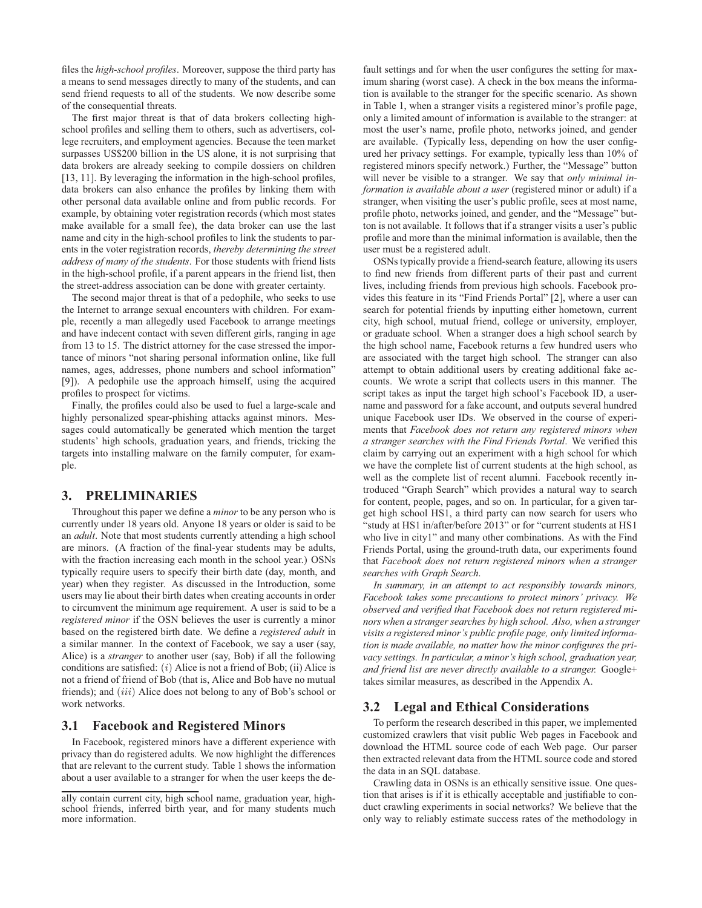files the *high-school profiles*. Moreover, suppose the third party has a means to send messages directly to many of the students, and can send friend requests to all of the students. We now describe some of the consequential threats.

The first major threat is that of data brokers collecting high-school profiles and selling them to others, such as advertisers, college recruiters, and employment agencies. Because the teen market surpasses US$200 billion in the US alone, it is not surprising that data brokers are already seeking to compile dossiers on children [13, 11]. By leveraging the information in the high-school profiles, data brokers can also enhance the profiles by linking them with other personal data available online and from public records. For example, by obtaining voter registration records (which most states make available for a small fee), the data broker can use the last name and city in the high-school profiles to link the students to parents in the voter registration records, *thereby determining the street address of many of the students*. For those students with friend lists in the high-school profile, if a parent appears in the friend list, then the street-address association can be done with greater certainty.

The second major threat is that of a pedophile, who seeks to use the Internet to arrange sexual encounters with children. For example, recently a man allegedly used Facebook to arrange meetings and have indecent contact with seven different girls, ranging in age from 13 to 15. The district attorney for the case stressed the importance of minors "not sharing personal information online, like full names, ages, addresses, phone numbers and school information" [9]). A pedophile use the approach himself, using the acquired profiles to prospect for victims.

Finally, the profiles could also be used to fuel a large-scale and highly personalized spear-phishing attacks against minors. Messages could automatically be generated which mention the target students' high schools, graduation years, and friends, tricking the targets into installing malware on the family computer, for example.

# 3. PRELIMINARIES

Throughout this paper we define a *minor* to be any person who is currently under 18 years old. Anyone 18 years or older is said to be an *adult*. Note that most students currently attending a high school are minors. (A fraction of the final-year students may be adults, with the fraction increasing each month in the school year.) OSNs typically require users to specify their birth date (day, month, and year) when they register. As discussed in the Introduction, some users may lie about their birth dates when creating accounts in order to circumvent the minimum age requirement. A user is said to be a *registered minor* if the OSN believes the user is currently a minor based on the registered birth date. We define a *registered adult* in a similar manner. In the context of Facebook, we say a user (say, Alice) is a *stranger* to another user (say, Bob) if all the following conditions are satisfied: $(i)$ Alice is not a friend of Bob; (ii) Alice is not a friend of friend of Bob (that is, Alice and Bob have no mutual friends); and $(iii)$ Alice does not belong to any of Bob's school or work networks.

## 3.1 Facebook and Registered Minors

In Facebook, registered minors have a different experience with privacy than do registered adults. We now highlight the differences that are relevant to the current study. Table 1 shows the information about a user available to a stranger for when the user keeps the default settings and for when the user configures the setting for maximum sharing (worst case). A check in the box means the information is available to the stranger for the specific scenario. As shown in Table 1, when a stranger visits a registered minor's profile page, only a limited amount of information is available to the stranger: at most the user's name, profile photo, networks joined, and gender are available. (Typically less, depending on how the user configured her privacy settings. For example, typically less than 10% of registered minors specify network.) Further, the "Message" button will never be visible to a stranger. We say that *only minimal information is available about a user* (registered minor or adult) if a stranger, when visiting the user's public profile, sees at most name, profile photo, networks joined, and gender, and the "Message" button is not available. It follows that if a stranger visits a user's public profile and more than the minimal information is available, then the user must be a registered adult.

OSNs typically provide a friend-search feature, allowing its users to find new friends from different parts of their past and current lives, including friends from previous high schools. Facebook provides this feature in its "Find Friends Portal" [2], where a user can search for potential friends by inputting either hometown, current city, high school, mutual friend, college or university, employer, or graduate school. When a stranger does a high school search by the high school name, Facebook returns a few hundred users who are associated with the target high school. The stranger can also attempt to obtain additional users by creating additional fake accounts. We wrote a script that collects users in this manner. The script takes as input the target high school's Facebook ID, a username and password for a fake account, and outputs several hundred unique Facebook user IDs. We observed in the course of experiments that *Facebook does not return any registered minors when a stranger searches with the Find Friends Portal*. We verified this claim by carrying out an experiment with a high school for which we have the complete list of current students at the high school, as well as the complete list of recent alumni. Facebook recently introduced "Graph Search" which provides a natural way to search for content, people, pages, and so on. In particular, for a given target high school HS1, a third party can now search for users who "study at HS1 in/after/before 2013" or for "current students at HS1 who live in city1" and many other combinations. As with the Find Friends Portal, using the ground-truth data, our experiments found that *Facebook does not return registered minors when a stranger searches with Graph Search*.

*In summary, in an attempt to act responsibly towards minors, Facebook takes some precautions to protect minors' privacy. We observed and verified that Facebook does not return registered minors when a stranger searches by high school. Also, when a stranger visits a registered minor's public profile page, only limited information is made available, no matter how the minor configures the privacy settings. In particular, a minor's high school, graduation year, and friend list are never directly available to a stranger.* Google+ takes similar measures, as described in the Appendix A.

## 3.2 Legal and Ethical Considerations

To perform the research described in this paper, we implemented customized crawlers that visit public Web pages in Facebook and download the HTML source code of each Web page. Our parser then extracted relevant data from the HTML source code and stored the data in an SQL database.

Crawling data in OSNs is an ethically sensitive issue. One question that arises is if it is ethically acceptable and justifiable to conduct crawling experiments in social networks? We believe that the only way to reliably estimate success rates of the methodology in

ally contain current city, high school name, graduation year, high-school friends, inferred birth year, and for many students much more information.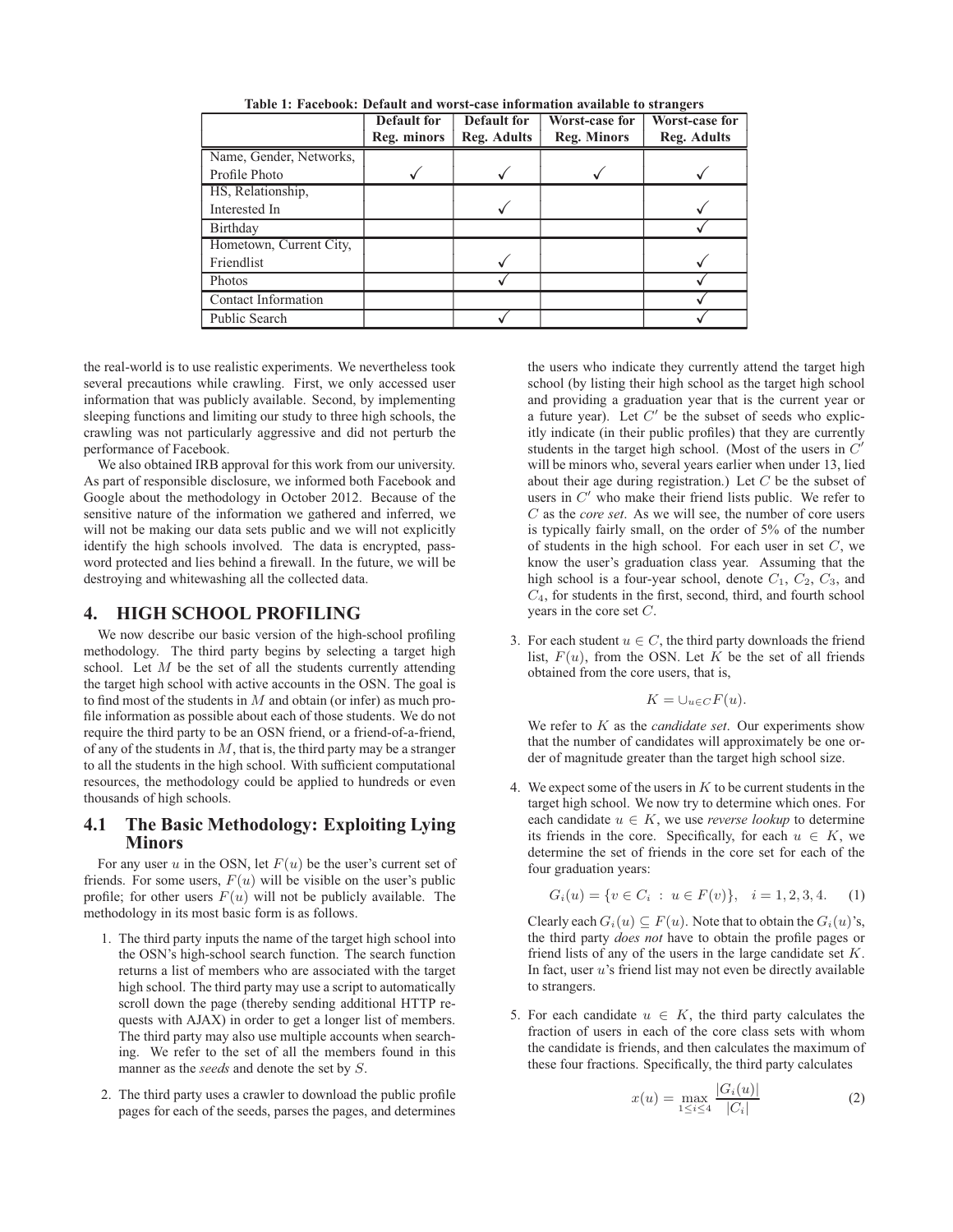Table 1: Facebook: Default and worst-case information available to strangers

| | Default for Reg. minors | Default for Reg. Adults | Worst-case for Reg. Minors | Worst-case for Reg. Adults |
|---|---|---|---|---|
| Name, Gender, Networks, Profile Photo | ✓ | ✓ | ✓ | ✓ |
| HS, Relationship, Interested In | | ✓ | | ✓ |
| Birthday | | | | ✓ |
| Hometown, Current City, Friendlist | | ✓ | | ✓ |
| Photos | | ✓ | | ✓ |
| Contact Information | | | | ✓ |
| Public Search | | ✓ | | ✓ |

the real-world is to use realistic experiments. We nevertheless took several precautions while crawling. First, we only accessed user information that was publicly available. Second, by implementing sleeping functions and limiting our study to three high schools, the crawling was not particularly aggressive and did not perturb the performance of Facebook.

We also obtained IRB approval for this work from our university. As part of responsible disclosure, we informed both Facebook and Google about the methodology in October 2012. Because of the sensitive nature of the information we gathered and inferred, we will not be making our data sets public and we will not explicitly identify the high schools involved. The data is encrypted, password protected and lies behind a firewall. In the future, we will be destroying and whitewashing all the collected data.

## 4. HIGH SCHOOL PROFILING

We now describe our basic version of the high-school profiling methodology. The third party begins by selecting a target high school. Let $M$ be the set of all the students currently attending the target high school with active accounts in the OSN. The goal is to find most of the students in $M$ and obtain (or infer) as much profile information as possible about each of those students. We do not require the third party to be an OSN friend, or a friend-of-a-friend, of any of the students in $M$, that is, the third party may be a stranger to all the students in the high school. With sufficient computational resources, the methodology could be applied to hundreds or even thousands of high schools.

### 4.1 The Basic Methodology: Exploiting Lying Minors

For any user $u$ in the OSN, let $F(u)$ be the user's current set of friends. For some users, $F(u)$ will be visible on the user's public profile; for other users $F(u)$ will not be publicly available. The methodology in its most basic form is as follows.

1. The third party inputs the name of the target high school into the OSN's high-school search function. The search function returns a list of members who are associated with the target high school. The third party may use a script to automatically scroll down the page (thereby sending additional HTTP requests with AJAX) in order to get a longer list of members. The third party may also use multiple accounts when searching. We refer to the set of all the members found in this manner as the *seeds* and denote the set by $S$.

2. The third party uses a crawler to download the public profile pages for each of the seeds, parses the pages, and determines the users who indicate they currently attend the target high school (by listing their high school as the target high school and providing a graduation year that is the current year or a future year). Let $C'$ be the subset of seeds who explicitly indicate (in their public profiles) that they are currently students in the target high school. (Most of the users in $C'$ will be minors who, several years earlier when under 13, lied about their age during registration.) Let $C$ be the subset of users in $C'$ who make their friend lists public. We refer to $C$ as the *core set*. As we will see, the number of core users is typically fairly small, on the order of 5% of the number of students in the high school. For each user in set $C$, we know the user's graduation class year. Assuming that the high school is a four-year school, denote $C_1$, $C_2$, $C_3$, and $C_4$, for students in the first, second, third, and fourth school years in the core set $C$.

3. For each student $u \in C$, the third party downloads the friend list, $F(u)$, from the OSN. Let $K$ be the set of all friends obtained from the core users, that is,

$$K = \cup_{u \in C} F(u).$$

We refer to $K$ as the *candidate set*. Our experiments show that the number of candidates will approximately be one order of magnitude greater than the target high school size.

4. We expect some of the users in $K$ to be current students in the target high school. We now try to determine which ones. For each candidate $u \in K$, we use *reverse lookup* to determine its friends in the core. Specifically, for each $u \in K$, we determine the set of friends in the core set for each of the four graduation years:

$$G_i(u) = \{v \in C_i \ : \ u \in F(v)\}, \quad i = 1, 2, 3, 4. \qquad (1)$$

Clearly each $G_i(u) \subseteq F(u)$. Note that to obtain the $G_i(u)$'s, the third party *does not* have to obtain the profile pages or friend lists of any of the users in the large candidate set $K$. In fact, user $u$'s friend list may not even be directly available to strangers.

5. For each candidate $u \in K$, the third party calculates the fraction of users in each of the core class sets with whom the candidate is friends, and then calculates the maximum of these four fractions. Specifically, the third party calculates

$$x(u) = \max_{1 \leq i \leq 4} \frac{|G_i(u)|}{|C_i|} \qquad (2)$$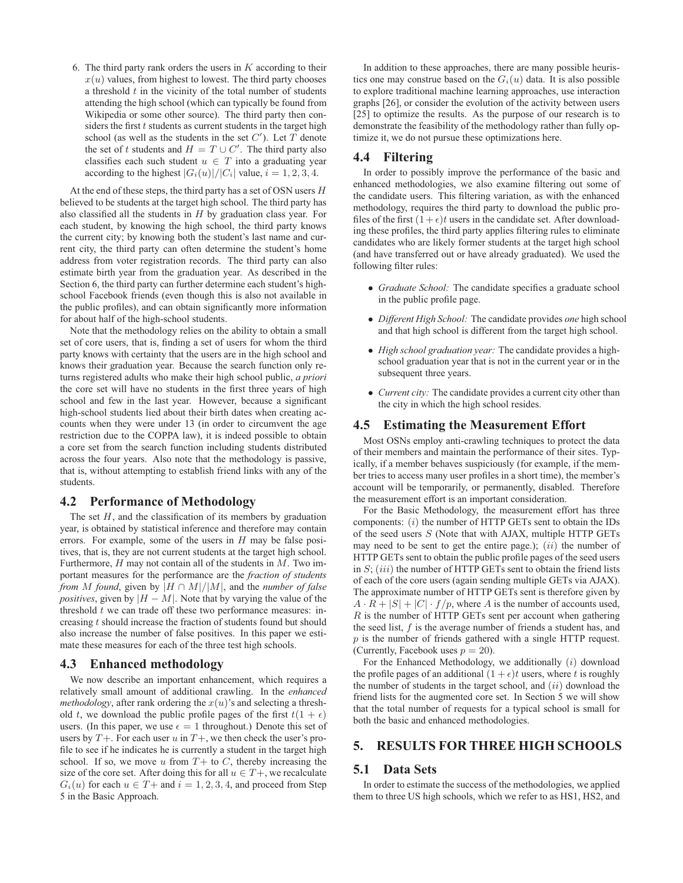6. The third party rank orders the users in $K$ according to their $x(u)$ values, from highest to lowest. The third party chooses a threshold $t$ in the vicinity of the total number of students attending the high school (which can typically be found from Wikipedia or some other source). The third party then considers the first $t$ students as current students in the target high school (as well as the students in the set $C'$). Let $T$ denote the set of $t$ students and $H = T \cup C'$. The third party also classifies each such student $u \in T$ into a graduating year according to the highest $|G_i(u)|/|C_i|$ value, $i = 1, 2, 3, 4$.

At the end of these steps, the third party has a set of OSN users $H$ believed to be students at the target high school. The third party has also classified all the students in $H$ by graduation class year. For each student, by knowing the high school, the third party knows the current city; by knowing both the student's last name and current city, the third party can often determine the student's home address from voter registration records. The third party can also estimate birth year from the graduation year. As described in the Section 6, the third party can further determine each student's high-school Facebook friends (even though this is also not available in the public profiles), and can obtain significantly more information for about half of the high-school students.

Note that the methodology relies on the ability to obtain a small set of core users, that is, finding a set of users for whom the third party knows with certainty that the users are in the high school and knows their graduation year. Because the search function only returns registered adults who make their high school public, *a priori* the core set will have no students in the first three years of high school and few in the last year. However, because a significant high-school students lied about their birth dates when creating accounts when they were under 13 (in order to circumvent the age restriction due to the COPPA law), it is indeed possible to obtain a core set from the search function including students distributed across the four years. Also note that the methodology is passive, that is, without attempting to establish friend links with any of the students.

## 4.2 Performance of Methodology

The set $H$, and the classification of its members by graduation year, is obtained by statistical inference and therefore may contain errors. For example, some of the users in $H$ may be false positives, that is, they are not current students at the target high school. Furthermore, $H$ may not contain all of the students in $M$. Two important measures for the performance are the *fraction of students from M found*, given by $|H \cap M|/|M|$, and the *number of false positives*, given by $|H - M|$. Note that by varying the value of the threshold $t$ we can trade off these two performance measures: increasing $t$ should increase the fraction of students found but should also increase the number of false positives. In this paper we estimate these measures for each of the three test high schools.

## 4.3 Enhanced methodology

We now describe an important enhancement, which requires a relatively small amount of additional crawling. In the *enhanced methodology*, after rank ordering the $x(u)$'s and selecting a threshold $t$, we download the public profile pages of the first $t(1+\epsilon)$ users. (In this paper, we use $\epsilon = 1$ throughout.) Denote this set of users by $T+$. For each user $u$ in $T+$, we then check the user's profile to see if he indicates he is currently a student in the target high school. If so, we move $u$ from $T+$ to $C$, thereby increasing the size of the core set. After doing this for all $u \in T+$, we recalculate $G_i(u)$ for each $u \in T+$ and $i = 1, 2, 3, 4$, and proceed from Step 5 in the Basic Approach.

In addition to these approaches, there are many possible heuristics one may construe based on the $G_i(u)$ data. It is also possible to explore traditional machine learning approaches, use interaction graphs [26], or consider the evolution of the activity between users [25] to optimize the results. As the purpose of our research is to demonstrate the feasibility of the methodology rather than fully optimize it, we do not pursue these optimizations here.

## 4.4 Filtering

In order to possibly improve the performance of the basic and enhanced methodologies, we also examine filtering out some of the candidate users. This filtering variation, as with the enhanced methodology, requires the third party to download the public profiles of the first $(1+\epsilon)t$ users in the candidate set. After downloading these profiles, the third party applies filtering rules to eliminate candidates who are likely former students at the target high school (and have transferred out or have already graduated). We used the following filter rules:

- *Graduate School:* The candidate specifies a graduate school in the public profile page.
- *Different High School:* The candidate provides *one* high school and that high school is different from the target high school.
- *High school graduation year:* The candidate provides a high-school graduation year that is not in the current year or in the subsequent three years.
- *Current city:* The candidate provides a current city other than the city in which the high school resides.

## 4.5 Estimating the Measurement Effort

Most OSNs employ anti-crawling techniques to protect the data of their members and maintain the performance of their sites. Typically, if a member behaves suspiciously (for example, if the member tries to access many user profiles in a short time), the member's account will be temporarily, or permanently, disabled. Therefore the measurement effort is an important consideration.

For the Basic Methodology, the measurement effort has three components: $(i)$ the number of HTTP GETs sent to obtain the IDs of the seed users $S$ (Note that with AJAX, multiple HTTP GETs may need to be sent to get the entire page.); $(ii)$ the number of HTTP GETs sent to obtain the public profile pages of the seed users in $S$; $(iii)$ the number of HTTP GETs sent to obtain the friend lists of each of the core users (again sending multiple GETs via AJAX). The approximate number of HTTP GETs sent is therefore given by $A \cdot R + |S| + |C| \cdot f/p$, where $A$ is the number of accounts used, $R$ is the number of HTTP GETs sent per account when gathering the seed list, $f$ is the average number of friends a student has, and $p$ is the number of friends gathered with a single HTTP request. (Currently, Facebook uses $p = 20$).

For the Enhanced Methodology, we additionally $(i)$ download the profile pages of an additional $(1+\epsilon)t$ users, where $t$ is roughly the number of students in the target school, and $(ii)$ download the friend lists for the augmented core set. In Section 5 we will show that the total number of requests for a typical school is small for both the basic and enhanced methodologies.

# 5. RESULTS FOR THREE HIGH SCHOOLS

## 5.1 Data Sets

In order to estimate the success of the methodologies, we applied them to three US high schools, which we refer to as HS1, HS2, and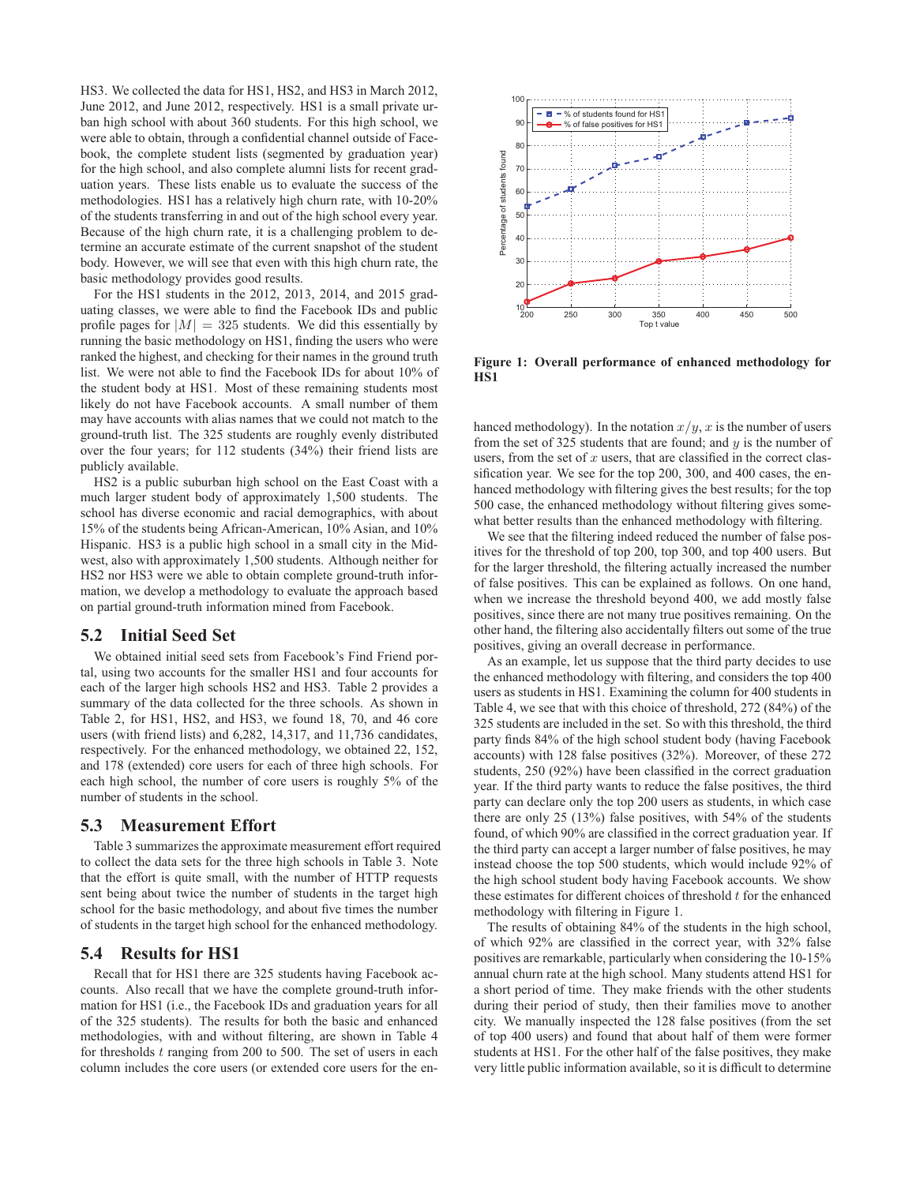HS3. We collected the data for HS1, HS2, and HS3 in March 2012, June 2012, and June 2012, respectively. HS1 is a small private urban high school with about 360 students. For this high school, we were able to obtain, through a confidential channel outside of Facebook, the complete student lists (segmented by graduation year) for the high school, and also complete alumni lists for recent graduation years. These lists enable us to evaluate the success of the methodologies. HS1 has a relatively high churn rate, with 10-20% of the students transferring in and out of the high school every year. Because of the high churn rate, it is a challenging problem to determine an accurate estimate of the current snapshot of the student body. However, we will see that even with this high churn rate, the basic methodology provides good results.

For the HS1 students in the 2012, 2013, 2014, and 2015 graduating classes, we were able to find the Facebook IDs and public profile pages for $|M| = 325$ students. We did this essentially by running the basic methodology on HS1, finding the users who were ranked the highest, and checking for their names in the ground truth list. We were not able to find the Facebook IDs for about 10% of the student body at HS1. Most of these remaining students most likely do not have Facebook accounts. A small number of them may have accounts with alias names that we could not match to the ground-truth list. The 325 students are roughly evenly distributed over the four years; for 112 students (34%) their friend lists are publicly available.

HS2 is a public suburban high school on the East Coast with a much larger student body of approximately 1,500 students. The school has diverse economic and racial demographics, with about 15% of the students being African-American, 10% Asian, and 10% Hispanic. HS3 is a public high school in a small city in the Midwest, also with approximately 1,500 students. Although neither for HS2 nor HS3 were we able to obtain complete ground-truth information, we develop a methodology to evaluate the approach based on partial ground-truth information mined from Facebook.

## 5.2 Initial Seed Set

We obtained initial seed sets from Facebook's Find Friend portal, using two accounts for the smaller HS1 and four accounts for each of the larger high schools HS2 and HS3. Table 2 provides a summary of the data collected for the three schools. As shown in Table 2, for HS1, HS2, and HS3, we found 18, 70, and 46 core users (with friend lists) and 6,282, 14,317, and 11,736 candidates, respectively. For the enhanced methodology, we obtained 22, 152, and 178 (extended) core users for each of three high schools. For each high school, the number of core users is roughly 5% of the number of students in the school.

## 5.3 Measurement Effort

Table 3 summarizes the approximate measurement effort required to collect the data sets for the three high schools in Table 3. Note that the effort is quite small, with the number of HTTP requests sent being about twice the number of students in the target high school for the basic methodology, and about five times the number of students in the target high school for the enhanced methodology.

## 5.4 Results for HS1

Recall that for HS1 there are 325 students having Facebook accounts. Also recall that we have the complete ground-truth information for HS1 (i.e., the Facebook IDs and graduation years for all of the 325 students). The results for both the basic and enhanced methodologies, with and without filtering, are shown in Table 4 for thresholds $t$ ranging from 200 to 500. The set of users in each column includes the core users (or extended core users for the enhanced methodology). In the notation $x/y$, $x$ is the number of users from the set of 325 students that are found; and $y$ is the number of users, from the set of $x$ users, that are classified in the correct classification year. We see for the top 200, 300, and 400 cases, the enhanced methodology with filtering gives the best results; for the top 500 case, the enhanced methodology without filtering gives somewhat better results than the enhanced methodology with filtering.

100
% of students found for HS1
% of false positives for HS1
90
80
70
60
50
40
30
20
10
Percentage of students found
200
250
300
350
400
450
500
Top t value

**Figure 1: Overall performance of enhanced methodology for HS1**

We see that the filtering indeed reduced the number of false positives for the threshold of top 200, top 300, and top 400 users. But for the larger threshold, the filtering actually increased the number of false positives. This can be explained as follows. On one hand, when we increase the threshold beyond 400, we add mostly false positives, since there are not many true positives remaining. On the other hand, the filtering also accidentally filters out some of the true positives, giving an overall decrease in performance.

As an example, let us suppose that the third party decides to use the enhanced methodology with filtering, and considers the top 400 users as students in HS1. Examining the column for 400 students in Table 4, we see that with this choice of threshold, 272 (84%) of the 325 students are included in the set. So with this threshold, the third party finds 84% of the high school student body (having Facebook accounts) with 128 false positives (32%). Moreover, of these 272 students, 250 (92%) have been classified in the correct graduation year. If the third party wants to reduce the false positives, the third party can declare only the top 200 users as students, in which case there are only 25 (13%) false positives, with 54% of the students found, of which 90% are classified in the correct graduation year. If the third party can accept a larger number of false positives, he may instead choose the top 500 students, which would include 92% of the high school student body having Facebook accounts. We show these estimates for different choices of threshold $t$ for the enhanced methodology with filtering in Figure 1.

The results of obtaining 84% of the students in the high school, of which 92% are classified in the correct year, with 32% false positives are remarkable, particularly when considering the 10-15% annual churn rate at the high school. Many students attend HS1 for a short period of time. They make friends with the other students during their period of study, then their families move to another city. We manually inspected the 128 false positives (from the set of top 400 users) and found that about half of them were former students at HS1. For the other half of the false positives, they make very little public information available, so it is difficult to determine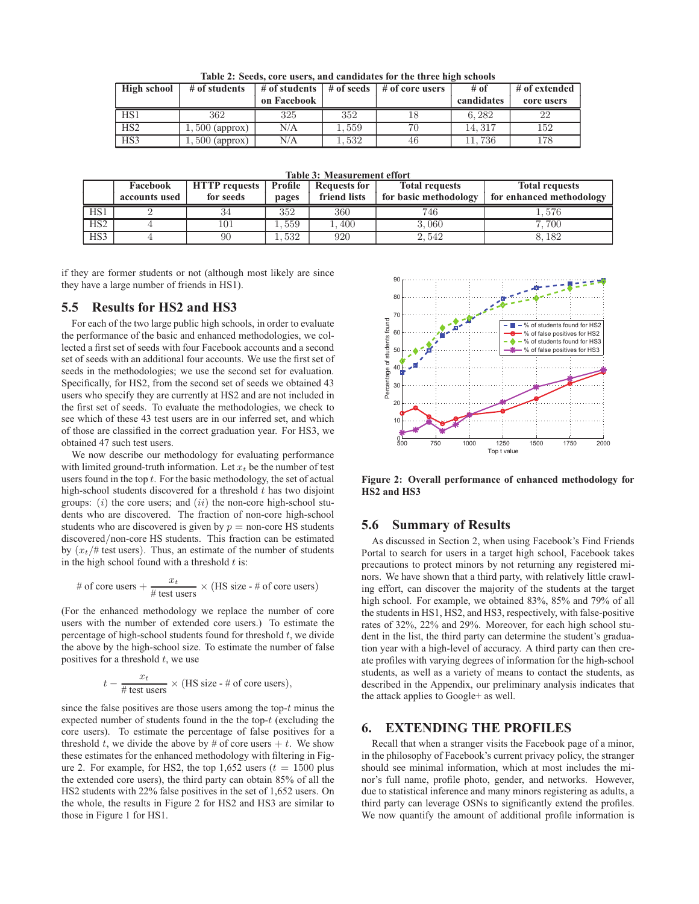Table 2: Seeds, core users, and candidates for the three high schools

| High school | # of students | # of students on Facebook | # of seeds | # of core users | # of candidates | # of extended core users |
|---|---|---|---|---|---|---|
| HS1 | 362 | 325 | 352 | 18 | 6,282 | 22 |
| HS2 | 1,500 (approx) | N/A | 1,559 | 70 | 14,317 | 152 |
| HS3 | 1,500 (approx) | N/A | 1,532 | 46 | 11,736 | 178 |

Table 3: Measurement effort

| | Facebook accounts used | HTTP requests for seeds | Profile pages | Requests for friend lists | Total requests for basic methodology | Total requests for enhanced methodology |
|---|---|---|---|---|---|---|
| HS1 | 2 | 34 | 352 | 360 | 746 | 1,576 |
| HS2 | 4 | 101 | 1,559 | 1,400 | 3,060 | 7,700 |
| HS3 | 4 | 90 | 1,532 | 920 | 2,542 | 8,182 |

if they are former students or not (although most likely are since they have a large number of friends in HS1).

## 5.5 Results for HS2 and HS3

For each of the two large public high schools, in order to evaluate the performance of the basic and enhanced methodologies, we collected a first set of seeds with four Facebook accounts and a second set of seeds with an additional four accounts. We use the first set of seeds in the methodologies; we use the second set for evaluation. Specifically, for HS2, from the second set of seeds we obtained 43 users who specify they are currently at HS2 and are not included in the first set of seeds. To evaluate the methodologies, we check to see which of these 43 test users are in our inferred set, and which of those are classified in the correct graduation year. For HS3, we obtained 47 such test users.

We now describe our methodology for evaluating performance with limited ground-truth information. Let $x_t$ be the number of test users found in the top $t$. For the basic methodology, the set of actual high-school students discovered for a threshold $t$ has two disjoint groups: $(i)$ the core users; and $(ii)$ the non-core high-school students who are discovered. The fraction of non-core high-school students who are discovered is given by $p$ = non-core HS students discovered/non-core HS students. This fraction can be estimated by ($x_t$/# test users). Thus, an estimate of the number of students in the high school found with a threshold $t$ is:

$$\text{\# of core users} + \frac{x_t}{\text{\# test users}} \times (\text{HS size - \# of core users})$$

(For the enhanced methodology we replace the number of core users with the number of extended core users.) To estimate the percentage of high-school students found for threshold $t$, we divide the above by the high-school size. To estimate the number of false positives for a threshold $t$, we use

$$t - \frac{x_t}{\text{\# test users}} \times (\text{HS size - \# of core users}),$$

since the false positives are those users among the top-$t$ minus the expected number of students found in the the top-$t$ (excluding the core users). To estimate the percentage of false positives for a threshold $t$, we divide the above by # of core users + $t$. We show these estimates for the enhanced methodology with filtering in Figure 2. For example, for HS2, the top 1,652 users ($t$ = 1500 plus the extended core users), the third party can obtain 85% of all the HS2 students with 22% false positives in the set of 1,652 users. On the whole, the results in Figure 2 for HS2 and HS3 are similar to those in Figure 1 for HS1.

Percentage of students found
Top t value
% of students found for HS2
% of false positives for HS2
% of students found for HS3
% of false positives for HS3

Figure 2: Overall performance of enhanced methodology for HS2 and HS3

## 5.6 Summary of Results

As discussed in Section 2, when using Facebook's Find Friends Portal to search for users in a target high school, Facebook takes precautions to protect minors by not returning any registered minors. We have shown that a third party, with relatively little crawling effort, can discover the majority of the students at the target high school. For example, we obtained 83%, 85% and 79% of all the students in HS1, HS2, and HS3, respectively, with false-positive rates of 32%, 22% and 29%. Moreover, for each high school student in the list, the third party can determine the student's graduation year with a high-level of accuracy. A third party can then create profiles with varying degrees of information for the high-school students, as well as a variety of means to contact the students, as described in the Appendix, our preliminary analysis indicates that the attack applies to Google+ as well.

# 6. EXTENDING THE PROFILES

Recall that when a stranger visits the Facebook page of a minor, in the philosophy of Facebook's current privacy policy, the stranger should see minimal information, which at most includes the minor's full name, profile photo, gender, and networks. However, due to statistical inference and many minors registering as adults, a third party can leverage OSNs to significantly extend the profiles. We now quantify the amount of additional profile information is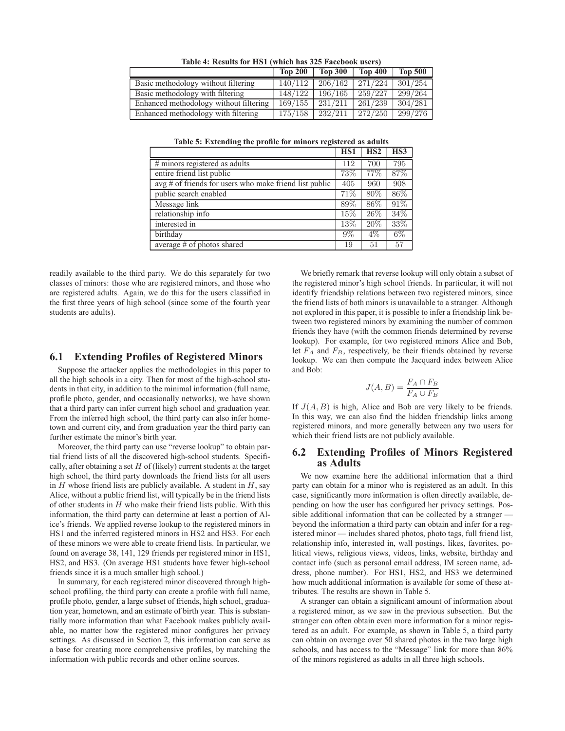Table 4: Results for HS1 (which has 325 Facebook users)

| | Top 200 | Top 300 | Top 400 | Top 500 |
|---|---|---|---|---|
| Basic methodology without filtering | 140/112 | 206/162 | 271/224 | 301/254 |
| Basic methodology with filtering | 148/122 | 196/165 | 259/227 | 299/264 |
| Enhanced methodology without filtering | 169/155 | 231/211 | 261/239 | 304/281 |
| Enhanced methodology with filtering | 175/158 | 232/211 | 272/250 | 299/276 |

Table 5: Extending the profile for minors registered as adults

| | HS1 | HS2 | HS3 |
|---|---|---|---|
| # minors registered as adults | 112 | 700 | 795 |
| entire friend list public | 73% | 77% | 87% |
| avg # of friends for users who make friend list public | 405 | 960 | 908 |
| public search enabled | 71% | 80% | 86% |
| Message link | 89% | 86% | 91% |
| relationship info | 15% | 26% | 34% |
| interested in | 13% | 20% | 33% |
| birthday | 9% | 4% | 6% |
| average # of photos shared | 19 | 51 | 57 |

readily available to the third party. We do this separately for two classes of minors: those who are registered minors, and those who are registered adults. Again, we do this for the users classified in the first three years of high school (since some of the fourth year students are adults).

## 6.1 Extending Profiles of Registered Minors

Suppose the attacker applies the methodologies in this paper to all the high schools in a city. Then for most of the high-school students in that city, in addition to the minimal information (full name, profile photo, gender, and occasionally networks), we have shown that a third party can infer current high school and graduation year. From the inferred high school, the third party can also infer hometown and current city, and from graduation year the third party can further estimate the minor's birth year.

Moreover, the third party can use "reverse lookup" to obtain partial friend lists of all the discovered high-school students. Specifically, after obtaining a set $H$ of (likely) current students at the target high school, the third party downloads the friend lists for all users in $H$ whose friend lists are publicly available. A student in $H$, say Alice, without a public friend list, will typically be in the friend lists of other students in $H$ who make their friend lists public. With this information, the third party can determine at least a portion of Alice's friends. We applied reverse lookup to the registered minors in HS1 and the inferred registered minors in HS2 and HS3. For each of these minors we were able to create friend lists. In particular, we found on average 38, 141, 129 friends per registered minor in HS1, HS2, and HS3. (On average HS1 students have fewer high-school friends since it is a much smaller high school.)

In summary, for each registered minor discovered through high-school profiling, the third party can create a profile with full name, profile photo, gender, a large subset of friends, high school, graduation year, hometown, and an estimate of birth year. This is substantially more information than what Facebook makes publicly available, no matter how the registered minor configures her privacy settings. As discussed in Section 2, this information can serve as a base for creating more comprehensive profiles, by matching the information with public records and other online sources.

We briefly remark that reverse lookup will only obtain a subset of the registered minor's high school friends. In particular, it will not identify friendship relations between two registered minors, since the friend lists of both minors is unavailable to a stranger. Although not explored in this paper, it is possible to infer a friendship link between two registered minors by examining the number of common friends they have (with the common friends determined by reverse lookup). For example, for two registered minors Alice and Bob, let $F_A$ and $F_B$, respectively, be their friends obtained by reverse lookup. We can then compute the Jacquard index between Alice and Bob:

$$J(A, B) = \frac{F_A \cap F_B}{F_A \cup F_B}$$

If $J(A, B)$ is high, Alice and Bob are very likely to be friends. In this way, we can also find the hidden friendship links among registered minors, and more generally between any two users for which their friend lists are not publicly available.

## 6.2 Extending Profiles of Minors Registered as Adults

We now examine here the additional information that a third party can obtain for a minor who is registered as an adult. In this case, significantly more information is often directly available, depending on how the user has configured her privacy settings. Possible additional information that can be collected by a stranger — beyond the information a third party can obtain and infer for a registered minor — includes shared photos, photo tags, full friend list, relationship info, interested in, wall postings, likes, favorites, political views, religious views, videos, links, website, birthday and contact info (such as personal email address, IM screen name, address, phone number). For HS1, HS2, and HS3 we determined how much additional information is available for some of these attributes. The results are shown in Table 5.

A stranger can obtain a significant amount of information about a registered minor, as we saw in the previous subsection. But the stranger can often obtain even more information for a minor registered as an adult. For example, as shown in Table 5, a third party can obtain on average over 50 shared photos in the two large high schools, and has access to the "Message" link for more than 86% of the minors registered as adults in all three high schools.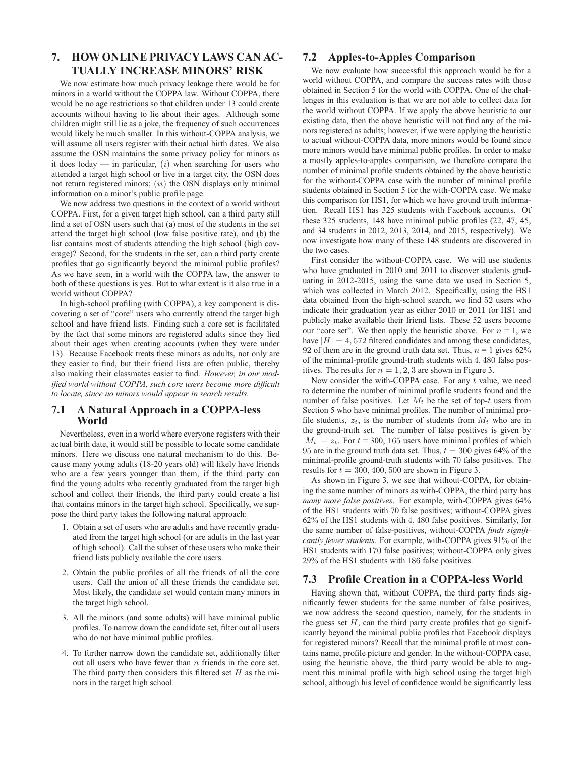## 7. HOW ONLINE PRIVACY LAWS CAN ACTUALLY INCREASE MINORS' RISK

We now estimate how much privacy leakage there would be for minors in a world without the COPPA law. Without COPPA, there would be no age restrictions so that children under 13 could create accounts without having to lie about their ages. Although some children might still lie as a joke, the frequency of such occurrences would likely be much smaller. In this without-COPPA analysis, we will assume all users register with their actual birth dates. We also assume the OSN maintains the same privacy policy for minors as it does today — in particular, $(i)$ when searching for users who attended a target high school or live in a target city, the OSN does not return registered minors; $(ii)$ the OSN displays only minimal information on a minor's public profile page.

We now address two questions in the context of a world without COPPA. First, for a given target high school, can a third party still find a set of OSN users such that (a) most of the students in the set attend the target high school (low false positive rate), and (b) the list contains most of students attending the high school (high coverage)? Second, for the students in the set, can a third party create profiles that go significantly beyond the minimal public profiles? As we have seen, in a world with the COPPA law, the answer to both of these questions is yes. But to what extent is it also true in a world without COPPA?

In high-school profiling (with COPPA), a key component is discovering a set of "core" users who currently attend the target high school and have friend lists. Finding such a core set is facilitated by the fact that some minors are registered adults since they lied about their ages when creating accounts (when they were under 13). Because Facebook treats these minors as adults, not only are they easier to find, but their friend lists are often public, thereby also making their classmates easier to find. *However, in our modified world without COPPA, such core users become more difficult to locate, since no minors would appear in search results.*

### 7.1 A Natural Approach in a COPPA-less World

Nevertheless, even in a world where everyone registers with their actual birth date, it would still be possible to locate some candidate minors. Here we discuss one natural mechanism to do this. Because many young adults (18-20 years old) will likely have friends who are a few years younger than them, if the third party can find the young adults who recently graduated from the target high school and collect their friends, the third party could create a list that contains minors in the target high school. Specifically, we suppose the third party takes the following natural approach:

1. Obtain a set of users who are adults and have recently graduated from the target high school (or are adults in the last year of high school). Call the subset of these users who make their friend lists publicly available the core users.
2. Obtain the public profiles of all the friends of all the core users. Call the union of all these friends the candidate set. Most likely, the candidate set would contain many minors in the target high school.
3. All the minors (and some adults) will have minimal public profiles. To narrow down the candidate set, filter out all users who do not have minimal public profiles.
4. To further narrow down the candidate set, additionally filter out all users who have fewer than $n$ friends in the core set. The third party then considers this filtered set $H$ as the minors in the target high school.

### 7.2 Apples-to-Apples Comparison

We now evaluate how successful this approach would be for a world without COPPA, and compare the success rates with those obtained in Section 5 for the world with COPPA. One of the challenges in this evaluation is that we are not able to collect data for the world without COPPA. If we apply the above heuristic to our existing data, then the above heuristic will not find any of the minors registered as adults; however, if we were applying the heuristic to actual without-COPPA data, more minors would be found since more minors would have minimal public profiles. In order to make a mostly apples-to-apples comparison, we therefore compare the number of minimal profile students obtained by the above heuristic for the without-COPPA case with the number of minimal profile students obtained in Section 5 for the with-COPPA case. We make this comparison for HS1, for which we have ground truth information. Recall HS1 has 325 students with Facebook accounts. Of these 325 students, 148 have minimal public profiles (22, 47, 45, and 34 students in 2012, 2013, 2014, and 2015, respectively). We now investigate how many of these 148 students are discovered in the two cases.

First consider the without-COPPA case. We will use students who have graduated in 2010 and 2011 to discover students graduating in 2012-2015, using the same data we used in Section 5, which was collected in March 2012. Specifically, using the HS1 data obtained from the high-school search, we find 52 users who indicate their graduation year as either 2010 or 2011 for HS1 and publicly make available their friend lists. These 52 users become our "core set". We then apply the heuristic above. For $n = 1$, we have $|H| = 4,572$ filtered candidates and among these candidates, 92 of them are in the ground truth data set. Thus, $n$ = 1 gives 62% of the minimal-profile ground-truth students with $4,480$ false positives. The results for $n = 1, 2, 3$ are shown in Figure 3.

Now consider the with-COPPA case. For any $t$ value, we need to determine the number of minimal profile students found and the number of false positives. Let $M_t$ be the set of top-$t$ users from Section 5 who have minimal profiles. The number of minimal profile students, $z_t$, is the number of students from $M_t$ who are in the ground-truth set. The number of false positives is given by $|M_t| - z_t$. For $t$ = 300, 165 users have minimal profiles of which 95 are in the ground truth data set. Thus, $t$ = 300 gives 64% of the minimal-profile ground-truth students with 70 false positives. The results for $t = 300, 400, 500$ are shown in Figure 3.

As shown in Figure 3, we see that without-COPPA, for obtaining the same number of minors as with-COPPA, the third party has *many more false positives*. For example, with-COPPA gives 64% of the HS1 students with 70 false positives; without-COPPA gives 62% of the HS1 students with $4,480$ false positives. Similarly, for the same number of false-positives, without-COPPA *finds significantly fewer students*. For example, with-COPPA gives 91% of the HS1 students with 170 false positives; without-COPPA only gives 29% of the HS1 students with 186 false positives.

### 7.3 Profile Creation in a COPPA-less World

Having shown that, without COPPA, the third party finds significantly fewer students for the same number of false positives, we now address the second question, namely, for the students in the guess set $H$, can the third party create profiles that go significantly beyond the minimal public profiles that Facebook displays for registered minors? Recall that the minimal profile at most contains name, profile picture and gender. In the without-COPPA case, using the heuristic above, the third party would be able to augment this minimal profile with high school using the target high school, although his level of confidence would be significantly less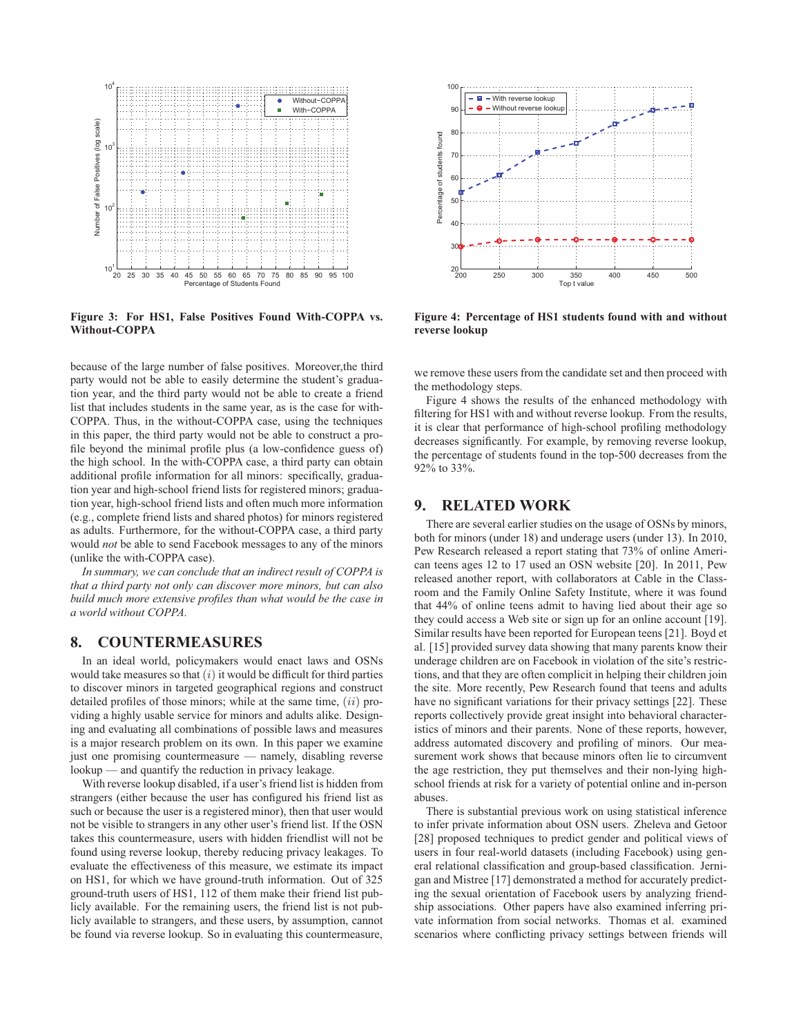10[4]

Without−COPPA

With−COPPA

10[3]

10[2]

10[1]

Number of False Positives (log scale)

20 25 30 35 40 45 50 55 60 65 70 75 80 85 90 95 100

Percentage of Students Found

**Figure 3: For HS1, False Positives Found With-COPPA vs. Without-COPPA**

100

90

80

70

60

50

40

30

20

With reverse lookup

Without reverse lookup

Percentage of students found

200 250 300 350 400 450 500

Top t value

**Figure 4: Percentage of HS1 students found with and without reverse lookup**

because of the large number of false positives. Moreover,the third party would not be able to easily determine the student's graduation year, and the third party would not be able to create a friend list that includes students in the same year, as is the case for with-COPPA. Thus, in the without-COPPA case, using the techniques in this paper, the third party would not be able to construct a profile beyond the minimal profile plus (a low-confidence guess of) the high school. In the with-COPPA case, a third party can obtain additional profile information for all minors: specifically, graduation year and high-school friend lists for registered minors; graduation year, high-school friend lists and often much more information (e.g., complete friend lists and shared photos) for minors registered as adults. Furthermore, for the without-COPPA case, a third party would *not* be able to send Facebook messages to any of the minors (unlike the with-COPPA case).

*In summary, we can conclude that an indirect result of COPPA is that a third party not only can discover more minors, but can also build much more extensive profiles than what would be the case in a world without COPPA.*

## 8. COUNTERMEASURES

In an ideal world, policymakers would enact laws and OSNs would take measures so that $(i)$ it would be difficult for third parties to discover minors in targeted geographical regions and construct detailed profiles of those minors; while at the same time, $(ii)$ providing a highly usable service for minors and adults alike. Designing and evaluating all combinations of possible laws and measures is a major research problem on its own. In this paper we examine just one promising countermeasure — namely, disabling reverse lookup — and quantify the reduction in privacy leakage.

With reverse lookup disabled, if a user's friend list is hidden from strangers (either because the user has configured his friend list as such or because the user is a registered minor), then that user would not be visible to strangers in any other user's friend list. If the OSN takes this countermeasure, users with hidden friendlist will not be found using reverse lookup, thereby reducing privacy leakages. To evaluate the effectiveness of this measure, we estimate its impact on HS1, for which we have ground-truth information. Out of 325 ground-truth users of HS1, 112 of them make their friend list publicly available. For the remaining users, the friend list is not publicly available to strangers, and these users, by assumption, cannot be found via reverse lookup. So in evaluating this countermeasure, we remove these users from the candidate set and then proceed with the methodology steps.

Figure 4 shows the results of the enhanced methodology with filtering for HS1 with and without reverse lookup. From the results, it is clear that performance of high-school profiling methodology decreases significantly. For example, by removing reverse lookup, the percentage of students found in the top-500 decreases from the 92% to 33%.

## 9. RELATED WORK

There are several earlier studies on the usage of OSNs by minors, both for minors (under 18) and underage users (under 13). In 2010, Pew Research released a report stating that 73% of online American teens ages 12 to 17 used an OSN website [20]. In 2011, Pew released another report, with collaborators at Cable in the Classroom and the Family Online Safety Institute, where it was found that 44% of online teens admit to having lied about their age so they could access a Web site or sign up for an online account [19]. Similar results have been reported for European teens [21]. Boyd et al. [15] provided survey data showing that many parents know their underage children are on Facebook in violation of the site's restrictions, and that they are often complicit in helping their children join the site. More recently, Pew Research found that teens and adults have no significant variations for their privacy settings [22]. These reports collectively provide great insight into behavioral characteristics of minors and their parents. None of these reports, however, address automated discovery and profiling of minors. Our measurement work shows that because minors often lie to circumvent the age restriction, they put themselves and their non-lying high-school friends at risk for a variety of potential online and in-person abuses.

There is substantial previous work on using statistical inference to infer private information about OSN users. Zheleva and Getoor [28] proposed techniques to predict gender and political views of users in four real-world datasets (including Facebook) using general relational classification and group-based classification. Jernigan and Mistree [17] demonstrated a method for accurately predicting the sexual orientation of Facebook users by analyzing friendship associations. Other papers have also examined inferring private information from social networks. Thomas et al. examined scenarios where conflicting privacy settings between friends will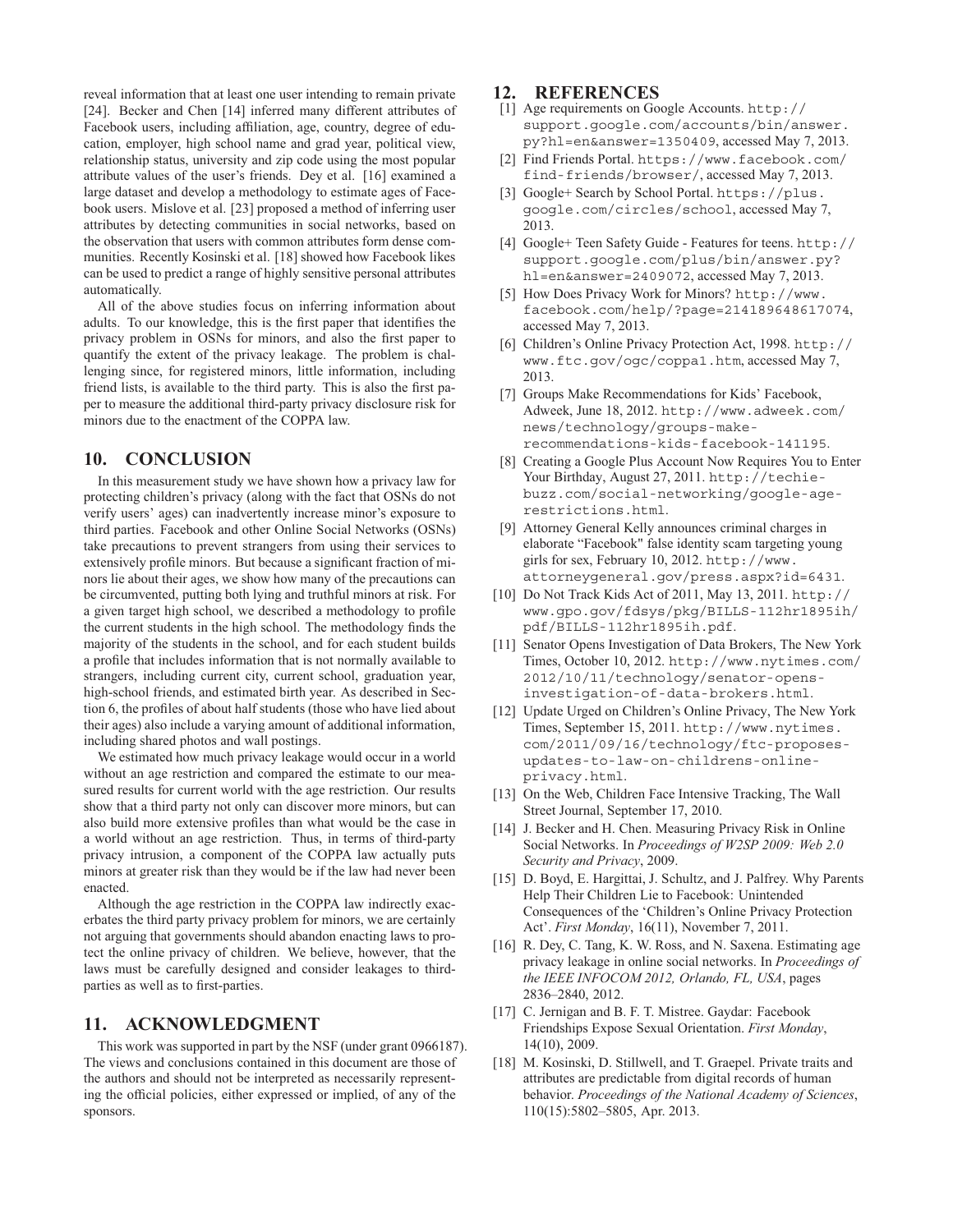reveal information that at least one user intending to remain private [24]. Becker and Chen [14] inferred many different attributes of Facebook users, including affiliation, age, country, degree of education, employer, high school name and grad year, political view, relationship status, university and zip code using the most popular attribute values of the user's friends. Dey et al. [16] examined a large dataset and develop a methodology to estimate ages of Facebook users. Mislove et al. [23] proposed a method of inferring user attributes by detecting communities in social networks, based on the observation that users with common attributes form dense communities. Recently Kosinski et al. [18] showed how Facebook likes can be used to predict a range of highly sensitive personal attributes automatically.

All of the above studies focus on inferring information about adults. To our knowledge, this is the first paper that identifies the privacy problem in OSNs for minors, and also the first paper to quantify the extent of the privacy leakage. The problem is challenging since, for registered minors, little information, including friend lists, is available to the third party. This is also the first paper to measure the additional third-party privacy disclosure risk for minors due to the enactment of the COPPA law.

## 10. CONCLUSION

In this measurement study we have shown how a privacy law for protecting children's privacy (along with the fact that OSNs do not verify users' ages) can inadvertently increase minor's exposure to third parties. Facebook and other Online Social Networks (OSNs) take precautions to prevent strangers from using their services to extensively profile minors. But because a significant fraction of minors lie about their ages, we show how many of the precautions can be circumvented, putting both lying and truthful minors at risk. For a given target high school, we described a methodology to profile the current students in the high school. The methodology finds the majority of the students in the school, and for each student builds a profile that includes information that is not normally available to strangers, including current city, current school, graduation year, high-school friends, and estimated birth year. As described in Section 6, the profiles of about half students (those who have lied about their ages) also include a varying amount of additional information, including shared photos and wall postings.

We estimated how much privacy leakage would occur in a world without an age restriction and compared the estimate to our measured results for current world with the age restriction. Our results show that a third party not only can discover more minors, but can also build more extensive profiles than what would be the case in a world without an age restriction. Thus, in terms of third-party privacy intrusion, a component of the COPPA law actually puts minors at greater risk than they would be if the law had never been enacted.

Although the age restriction in the COPPA law indirectly exacerbates the third party privacy problem for minors, we are certainly not arguing that governments should abandon enacting laws to protect the online privacy of children. We believe, however, that the laws must be carefully designed and consider leakages to third-parties as well as to first-parties.

## 11. ACKNOWLEDGMENT

This work was supported in part by the NSF (under grant 0966187). The views and conclusions contained in this document are those of the authors and should not be interpreted as necessarily representing the official policies, either expressed or implied, of any of the sponsors.

## 12. REFERENCES

[1] Age requirements on Google Accounts. http://support.google.com/accounts/bin/answer.py?hl=en&answer=1350409, accessed May 7, 2013.

[2] Find Friends Portal. https://www.facebook.com/find-friends/browser/, accessed May 7, 2013.

[3] Google+ Search by School Portal. https://plus.google.com/circles/school, accessed May 7, 2013.

[4] Google+ Teen Safety Guide - Features for teens. http://support.google.com/plus/bin/answer.py?hl=en&answer=2409072, accessed May 7, 2013.

[5] How Does Privacy Work for Minors? http://www.facebook.com/help/?page=214189648617074, accessed May 7, 2013.

[6] Children's Online Privacy Protection Act, 1998. http://www.ftc.gov/ogc/coppa1.htm, accessed May 7, 2013.

[7] Groups Make Recommendations for Kids' Facebook, Adweek, June 18, 2012. http://www.adweek.com/news/technology/groups-make-recommendations-kids-facebook-141195.

[8] Creating a Google Plus Account Now Requires You to Enter Your Birthday, August 27, 2011. http://techie-buzz.com/social-networking/google-age-restrictions.html.

[9] Attorney General Kelly announces criminal charges in elaborate "Facebook" false identity scam targeting young girls for sex, February 10, 2012. http://www.attorneygeneral.gov/press.aspx?id=6431.

[10] Do Not Track Kids Act of 2011, May 13, 2011. http://www.gpo.gov/fdsys/pkg/BILLS-112hr1895ih/pdf/BILLS-112hr1895ih.pdf.

[11] Senator Opens Investigation of Data Brokers, The New York Times, October 10, 2012. http://www.nytimes.com/2012/10/11/technology/senator-opens-investigation-of-data-brokers.html.

[12] Update Urged on Children's Online Privacy, The New York Times, September 15, 2011. http://www.nytimes.com/2011/09/16/technology/ftc-proposes-updates-to-law-on-childrens-online-privacy.html.

[13] On the Web, Children Face Intensive Tracking, The Wall Street Journal, September 17, 2010.

[14] J. Becker and H. Chen. Measuring Privacy Risk in Online Social Networks. In *Proceedings of W2SP 2009: Web 2.0 Security and Privacy*, 2009.

[15] D. Boyd, E. Hargittai, J. Schultz, and J. Palfrey. Why Parents Help Their Children Lie to Facebook: Unintended Consequences of the 'Children's Online Privacy Protection Act'. *First Monday*, 16(11), November 7, 2011.

[16] R. Dey, C. Tang, K. W. Ross, and N. Saxena. Estimating age privacy leakage in online social networks. In *Proceedings of the IEEE INFOCOM 2012, Orlando, FL, USA*, pages 2836–2840, 2012.

[17] C. Jernigan and B. F. T. Mistree. Gaydar: Facebook Friendships Expose Sexual Orientation. *First Monday*, 14(10), 2009.

[18] M. Kosinski, D. Stillwell, and T. Graepel. Private traits and attributes are predictable from digital records of human behavior. *Proceedings of the National Academy of Sciences*, 110(15):5802–5805, Apr. 2013.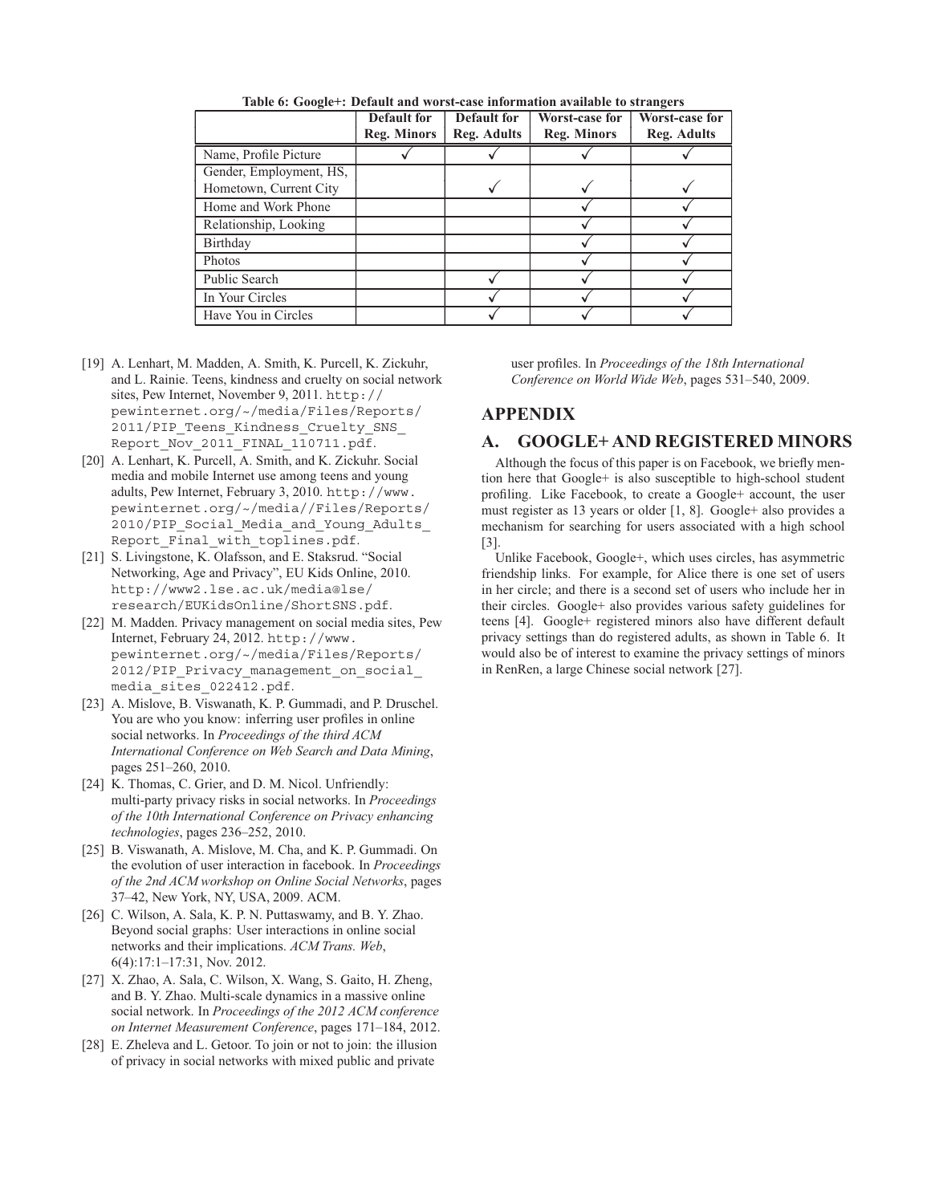Table 6: Google+: Default and worst-case information available to strangers

| | Default for Reg. Minors | Default for Reg. Adults | Worst-case for Reg. Minors | Worst-case for Reg. Adults |
|---|---|---|---|---|
| Name, Profile Picture | ✓ | ✓ | ✓ | ✓ |
| Gender, Employment, HS, Hometown, Current City | | ✓ | ✓ | ✓ |
| Home and Work Phone | | | ✓ | ✓ |
| Relationship, Looking | | | ✓ | ✓ |
| Birthday | | | ✓ | ✓ |
| Photos | | | ✓ | ✓ |
| Public Search | | ✓ | ✓ | ✓ |
| In Your Circles | | ✓ | ✓ | ✓ |
| Have You in Circles | | ✓ | ✓ | ✓ |

[19] A. Lenhart, M. Madden, A. Smith, K. Purcell, K. Zickuhr, and L. Rainie. Teens, kindness and cruelty on social network sites, Pew Internet, November 9, 2011. `http://pewinternet.org/~/media/Files/Reports/2011/PIP_Teens_Kindness_Cruelty_SNS_Report_Nov_2011_FINAL_110711.pdf`.

[20] A. Lenhart, K. Purcell, A. Smith, and K. Zickuhr. Social media and mobile Internet use among teens and young adults, Pew Internet, February 3, 2010. `http://www.pewinternet.org/~/media//Files/Reports/2010/PIP_Social_Media_and_Young_Adults_Report_Final_with_toplines.pdf`.

[21] S. Livingstone, K. Olafsson, and E. Staksrud. "Social Networking, Age and Privacy", EU Kids Online, 2010. `http://www2.lse.ac.uk/media@lse/research/EUKidsOnline/ShortSNS.pdf`.

[22] M. Madden. Privacy management on social media sites, Pew Internet, February 24, 2012. `http://www.pewinternet.org/~/media/Files/Reports/2012/PIP_Privacy_management_on_social_media_sites_022412.pdf`.

[23] A. Mislove, B. Viswanath, K. P. Gummadi, and P. Druschel. You are who you know: inferring user profiles in online social networks. In *Proceedings of the third ACM International Conference on Web Search and Data Mining*, pages 251–260, 2010.

[24] K. Thomas, C. Grier, and D. M. Nicol. Unfriendly: multi-party privacy risks in social networks. In *Proceedings of the 10th International Conference on Privacy enhancing technologies*, pages 236–252, 2010.

[25] B. Viswanath, A. Mislove, M. Cha, and K. P. Gummadi. On the evolution of user interaction in facebook. In *Proceedings of the 2nd ACM workshop on Online Social Networks*, pages 37–42, New York, NY, USA, 2009. ACM.

[26] C. Wilson, A. Sala, K. P. N. Puttaswamy, and B. Y. Zhao. Beyond social graphs: User interactions in online social networks and their implications. *ACM Trans. Web*, 6(4):17:1–17:31, Nov. 2012.

[27] X. Zhao, A. Sala, C. Wilson, X. Wang, S. Gaito, H. Zheng, and B. Y. Zhao. Multi-scale dynamics in a massive online social network. In *Proceedings of the 2012 ACM conference on Internet Measurement Conference*, pages 171–184, 2012.

[28] E. Zheleva and L. Getoor. To join or not to join: the illusion of privacy in social networks with mixed public and private user profiles. In *Proceedings of the 18th International Conference on World Wide Web*, pages 531–540, 2009.

## APPENDIX

## A. GOOGLE+ AND REGISTERED MINORS

Although the focus of this paper is on Facebook, we briefly mention here that Google+ is also susceptible to high-school student profiling. Like Facebook, to create a Google+ account, the user must register as 13 years or older [1, 8]. Google+ also provides a mechanism for searching for users associated with a high school [3].

Unlike Facebook, Google+, which uses circles, has asymmetric friendship links. For example, for Alice there is one set of users in her circle; and there is a second set of users who include her in their circles. Google+ also provides various safety guidelines for teens [4]. Google+ registered minors also have different default privacy settings than do registered adults, as shown in Table 6. It would also be of interest to examine the privacy settings of minors in RenRen, a large Chinese social network [27].